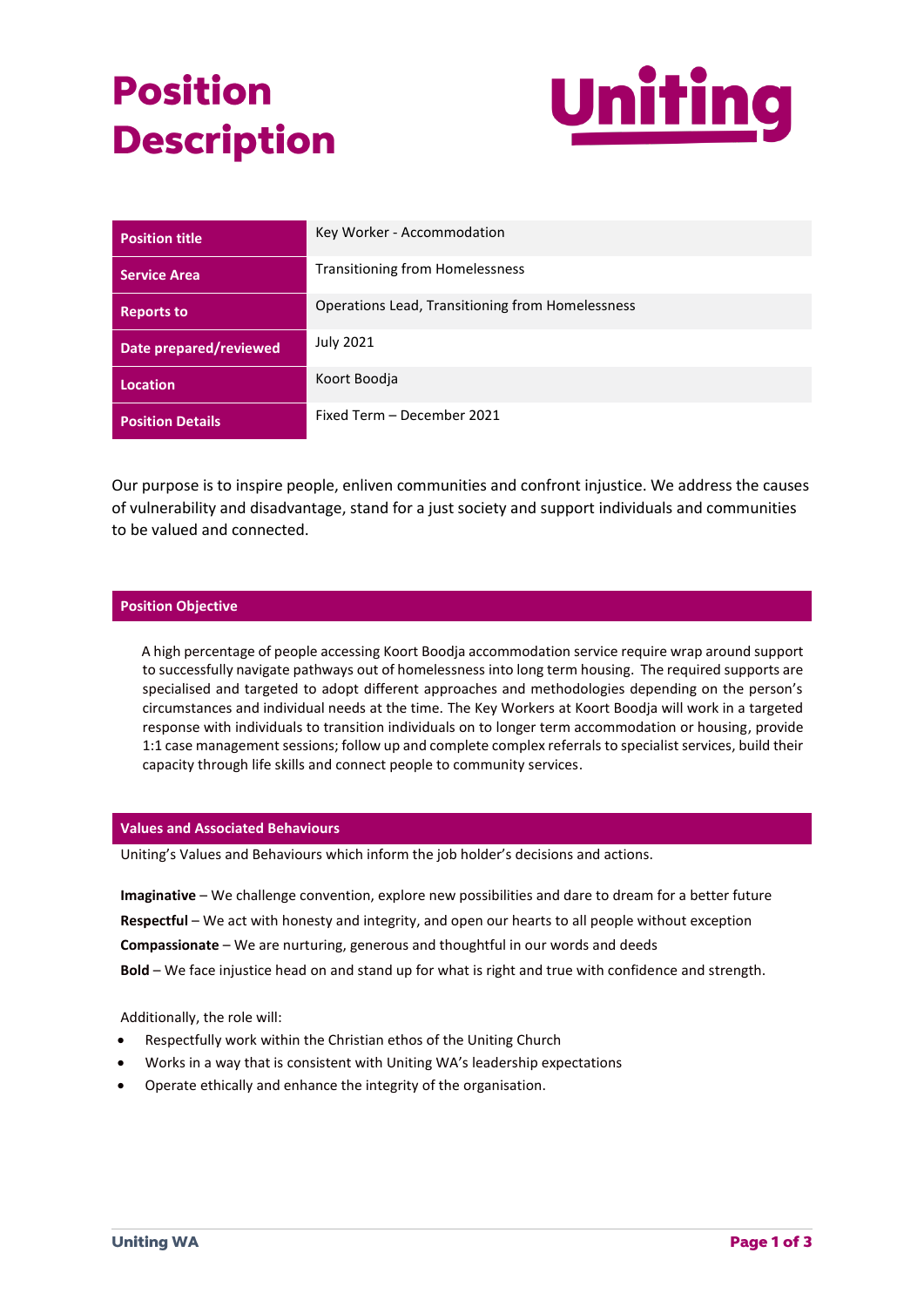# Position Description

Uniting

| Position title | Key Worker - Accommodation |
|---|---|
| Service Area | Transitioning from Homelessness |
| Reports to | Operations Lead, Transitioning from Homelessness |
| Date prepared/reviewed | July 2021 |
| Location | Koort Boodja |
| Position Details | Fixed Term – December 2021 |

Our purpose is to inspire people, enliven communities and confront injustice. We address the causes of vulnerability and disadvantage, stand for a just society and support individuals and communities to be valued and connected.

## Position Objective

A high percentage of people accessing Koort Boodja accommodation service require wrap around support to successfully navigate pathways out of homelessness into long term housing. The required supports are specialised and targeted to adopt different approaches and methodologies depending on the person's circumstances and individual needs at the time. The Key Workers at Koort Boodja will work in a targeted response with individuals to transition individuals on to longer term accommodation or housing, provide 1:1 case management sessions; follow up and complete complex referrals to specialist services, build their capacity through life skills and connect people to community services.

## Values and Associated Behaviours

Uniting's Values and Behaviours which inform the job holder's decisions and actions.

**Imaginative** – We challenge convention, explore new possibilities and dare to dream for a better future

**Respectful** – We act with honesty and integrity, and open our hearts to all people without exception

**Compassionate** – We are nurturing, generous and thoughtful in our words and deeds

**Bold** – We face injustice head on and stand up for what is right and true with confidence and strength.

Additionally, the role will:

- Respectfully work within the Christian ethos of the Uniting Church
- Works in a way that is consistent with Uniting WA's leadership expectations
- Operate ethically and enhance the integrity of the organisation.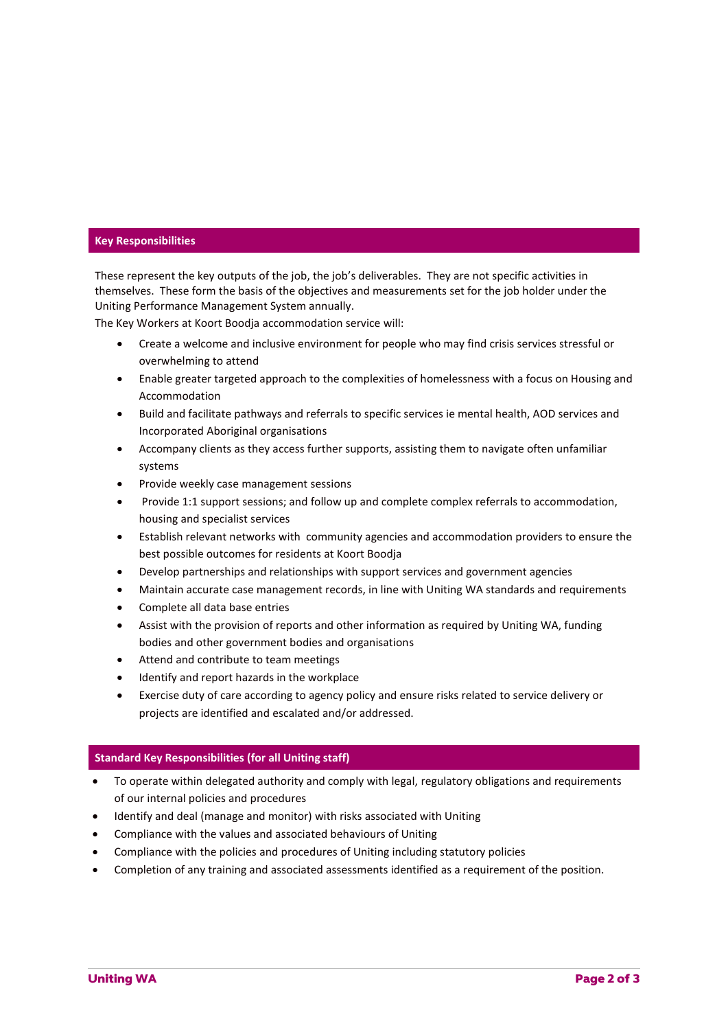## Key Responsibilities

These represent the key outputs of the job, the job's deliverables. They are not specific activities in themselves. These form the basis of the objectives and measurements set for the job holder under the Uniting Performance Management System annually.

The Key Workers at Koort Boodja accommodation service will:

- Create a welcome and inclusive environment for people who may find crisis services stressful or overwhelming to attend
- Enable greater targeted approach to the complexities of homelessness with a focus on Housing and Accommodation
- Build and facilitate pathways and referrals to specific services ie mental health, AOD services and Incorporated Aboriginal organisations
- Accompany clients as they access further supports, assisting them to navigate often unfamiliar systems
- Provide weekly case management sessions
- Provide 1:1 support sessions; and follow up and complete complex referrals to accommodation, housing and specialist services
- Establish relevant networks with community agencies and accommodation providers to ensure the best possible outcomes for residents at Koort Boodja
- Develop partnerships and relationships with support services and government agencies
- Maintain accurate case management records, in line with Uniting WA standards and requirements
- Complete all data base entries
- Assist with the provision of reports and other information as required by Uniting WA, funding bodies and other government bodies and organisations
- Attend and contribute to team meetings
- Identify and report hazards in the workplace
- Exercise duty of care according to agency policy and ensure risks related to service delivery or projects are identified and escalated and/or addressed.

## Standard Key Responsibilities (for all Uniting staff)

- To operate within delegated authority and comply with legal, regulatory obligations and requirements of our internal policies and procedures
- Identify and deal (manage and monitor) with risks associated with Uniting
- Compliance with the values and associated behaviours of Uniting
- Compliance with the policies and procedures of Uniting including statutory policies
- Completion of any training and associated assessments identified as a requirement of the position.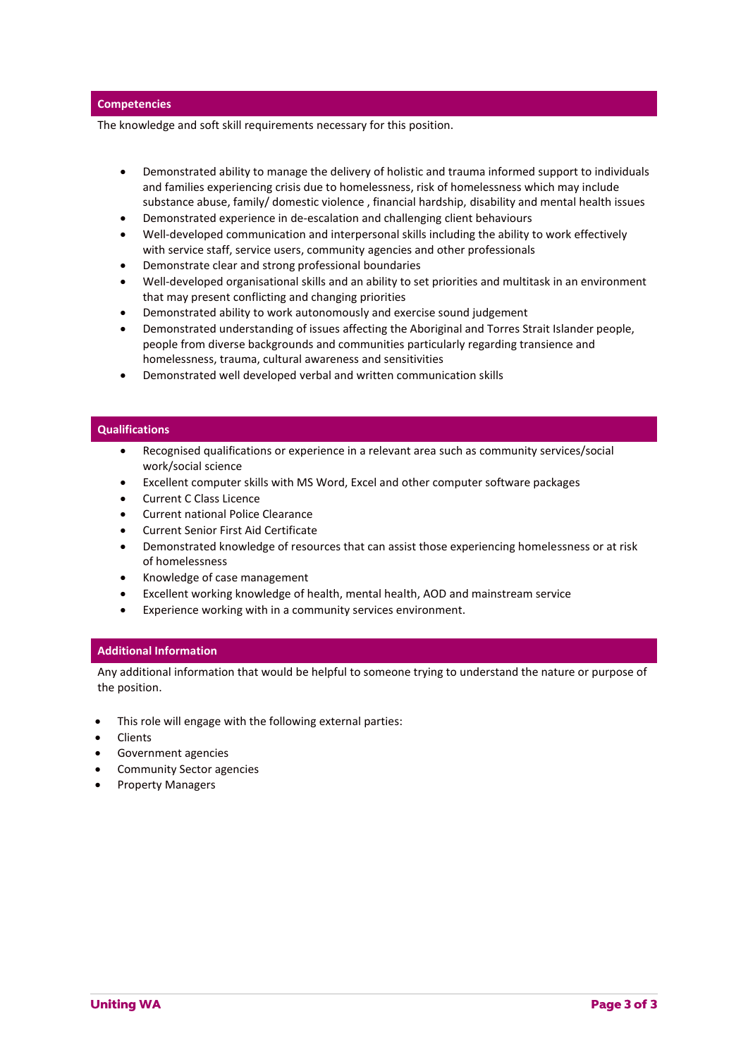## Competencies

The knowledge and soft skill requirements necessary for this position.

- Demonstrated ability to manage the delivery of holistic and trauma informed support to individuals and families experiencing crisis due to homelessness, risk of homelessness which may include substance abuse, family/ domestic violence , financial hardship, disability and mental health issues
- Demonstrated experience in de-escalation and challenging client behaviours
- Well-developed communication and interpersonal skills including the ability to work effectively with service staff, service users, community agencies and other professionals
- Demonstrate clear and strong professional boundaries
- Well-developed organisational skills and an ability to set priorities and multitask in an environment that may present conflicting and changing priorities
- Demonstrated ability to work autonomously and exercise sound judgement
- Demonstrated understanding of issues affecting the Aboriginal and Torres Strait Islander people, people from diverse backgrounds and communities particularly regarding transience and homelessness, trauma, cultural awareness and sensitivities
- Demonstrated well developed verbal and written communication skills

## Qualifications

- Recognised qualifications or experience in a relevant area such as community services/social work/social science
- Excellent computer skills with MS Word, Excel and other computer software packages
- Current C Class Licence
- Current national Police Clearance
- Current Senior First Aid Certificate
- Demonstrated knowledge of resources that can assist those experiencing homelessness or at risk of homelessness
- Knowledge of case management
- Excellent working knowledge of health, mental health, AOD and mainstream service
- Experience working with in a community services environment.

## Additional Information

Any additional information that would be helpful to someone trying to understand the nature or purpose of the position.

- This role will engage with the following external parties:
- Clients
- Government agencies
- Community Sector agencies
- Property Managers